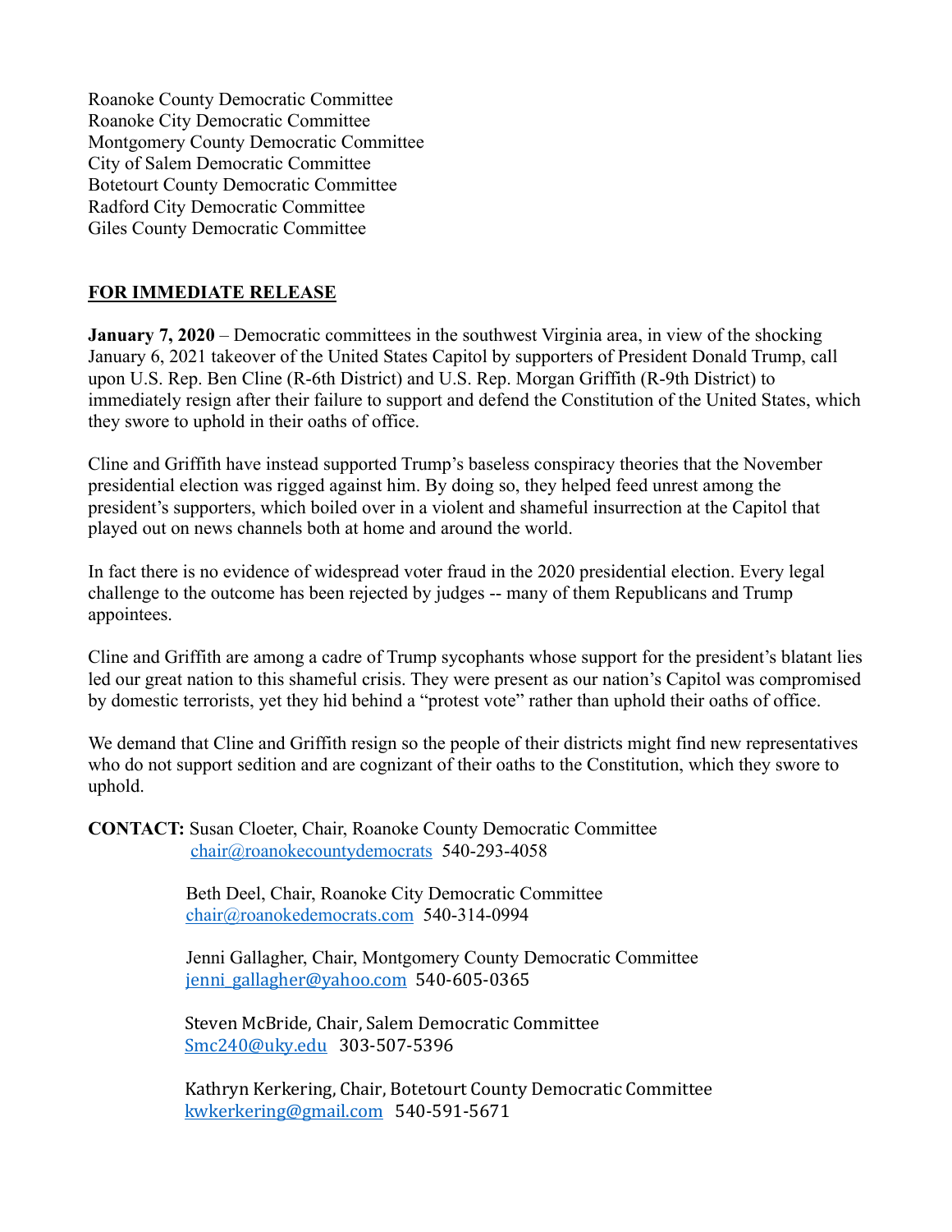Roanoke County Democratic Committee
Roanoke City Democratic Committee
Montgomery County Democratic Committee
City of Salem Democratic Committee
Botetourt County Democratic Committee
Radford City Democratic Committee
Giles County Democratic Committee

**FOR IMMEDIATE RELEASE**

**January 7, 2020** – Democratic committees in the southwest Virginia area, in view of the shocking January 6, 2021 takeover of the United States Capitol by supporters of President Donald Trump, call upon U.S. Rep. Ben Cline (R-6th District) and U.S. Rep. Morgan Griffith (R-9th District) to immediately resign after their failure to support and defend the Constitution of the United States, which they swore to uphold in their oaths of office.

Cline and Griffith have instead supported Trump's baseless conspiracy theories that the November presidential election was rigged against him. By doing so, they helped feed unrest among the president's supporters, which boiled over in a violent and shameful insurrection at the Capitol that played out on news channels both at home and around the world.

In fact there is no evidence of widespread voter fraud in the 2020 presidential election. Every legal challenge to the outcome has been rejected by judges -- many of them Republicans and Trump appointees.

Cline and Griffith are among a cadre of Trump sycophants whose support for the president's blatant lies led our great nation to this shameful crisis. They were present as our nation's Capitol was compromised by domestic terrorists, yet they hid behind a "protest vote" rather than uphold their oaths of office.

We demand that Cline and Griffith resign so the people of their districts might find new representatives who do not support sedition and are cognizant of their oaths to the Constitution, which they swore to uphold.

**CONTACT:** Susan Cloeter, Chair, Roanoke County Democratic Committee
chair@roanokecountydemocrats 540-293-4058

Beth Deel, Chair, Roanoke City Democratic Committee
chair@roanokedemocrats.com 540-314-0994

Jenni Gallagher, Chair, Montgomery County Democratic Committee
jenni_gallagher@yahoo.com 540-605-0365

Steven McBride, Chair, Salem Democratic Committee
Smc240@uky.edu 303-507-5396

Kathryn Kerkering, Chair, Botetourt County Democratic Committee
kwkerkering@gmail.com 540-591-5671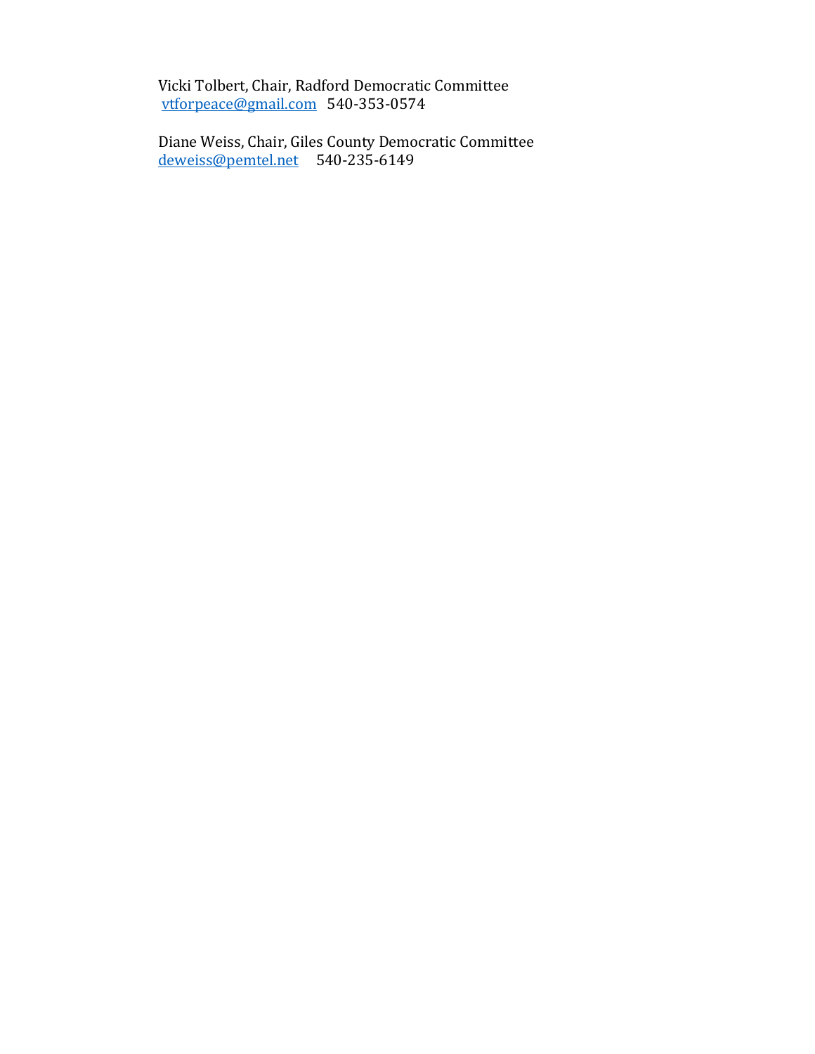Vicki Tolbert, Chair, Radford Democratic Committee
vtforpeace@gmail.com 540-353-0574

Diane Weiss, Chair, Giles County Democratic Committee
deweiss@pemtel.net 540-235-6149